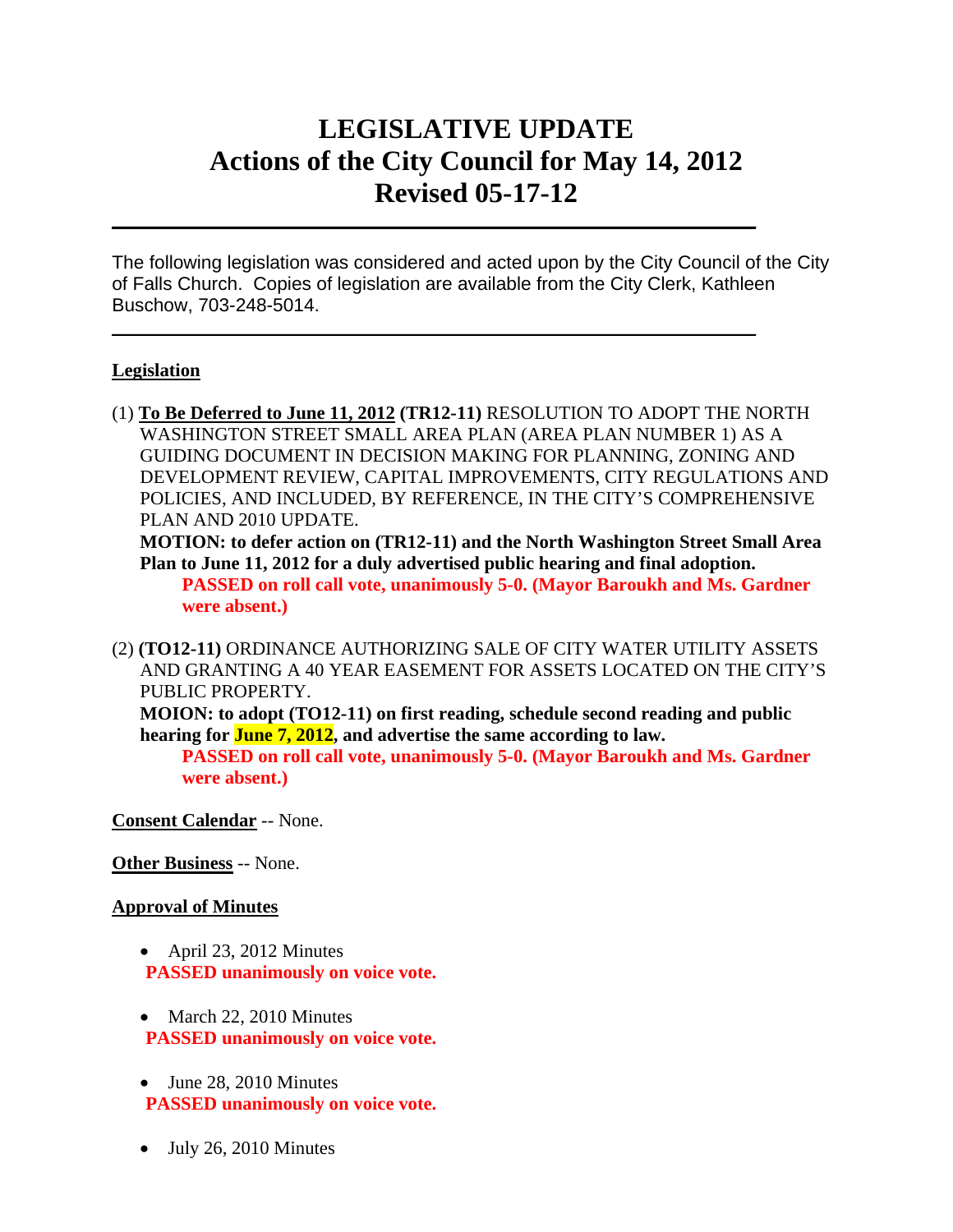# LEGISLATIVE UPDATE
# Actions of the City Council for May 14, 2012
# Revised 05-17-12

---

The following legislation was considered and acted upon by the City Council of the City of Falls Church. Copies of legislation are available from the City Clerk, Kathleen Buschow, 703-248-5014.

---

**Legislation**

(1) **To Be Deferred to June 11, 2012 (TR12-11)** RESOLUTION TO ADOPT THE NORTH WASHINGTON STREET SMALL AREA PLAN (AREA PLAN NUMBER 1) AS A GUIDING DOCUMENT IN DECISION MAKING FOR PLANNING, ZONING AND DEVELOPMENT REVIEW, CAPITAL IMPROVEMENTS, CITY REGULATIONS AND POLICIES, AND INCLUDED, BY REFERENCE, IN THE CITY'S COMPREHENSIVE PLAN AND 2010 UPDATE.

**MOTION: to defer action on (TR12-11) and the North Washington Street Small Area Plan to June 11, 2012 for a duly advertised public hearing and final adoption.**

**PASSED on roll call vote, unanimously 5-0. (Mayor Baroukh and Ms. Gardner were absent.)**

(2) **(TO12-11)** ORDINANCE AUTHORIZING SALE OF CITY WATER UTILITY ASSETS AND GRANTING A 40 YEAR EASEMENT FOR ASSETS LOCATED ON THE CITY'S PUBLIC PROPERTY.

**MOION: to adopt (TO12-11) on first reading, schedule second reading and public hearing for June 7, 2012, and advertise the same according to law.**

**PASSED on roll call vote, unanimously 5-0. (Mayor Baroukh and Ms. Gardner were absent.)**

**Consent Calendar** -- None.

**Other Business** -- None.

**Approval of Minutes**

- April 23, 2012 Minutes
  **PASSED unanimously on voice vote.**
- March 22, 2010 Minutes
  **PASSED unanimously on voice vote.**
- June 28, 2010 Minutes
  **PASSED unanimously on voice vote.**
- July 26, 2010 Minutes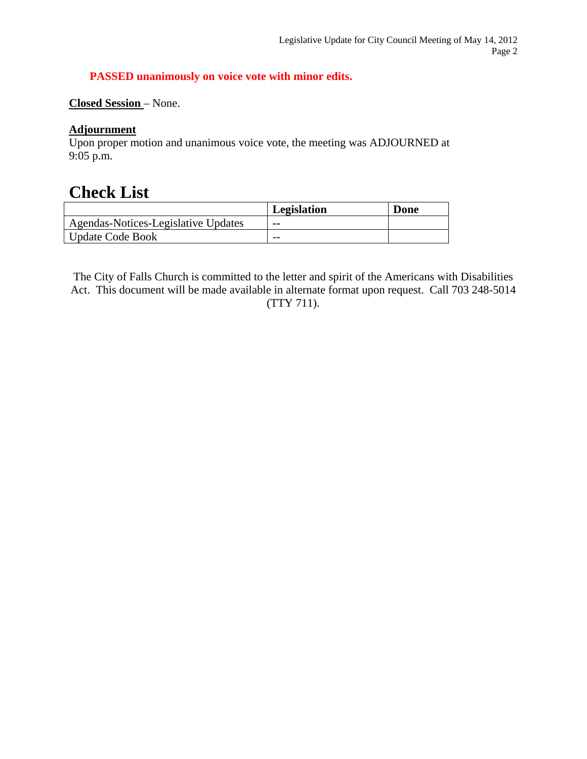**PASSED unanimously on voice vote with minor edits.**

**Closed Session** – None.

**Adjournment**

Upon proper motion and unanimous voice vote, the meeting was ADJOURNED at 9:05 p.m.

# Check List

| | Legislation | Done |
|---|---|---|
| Agendas-Notices-Legislative Updates | -- | |
| Update Code Book | -- | |

The City of Falls Church is committed to the letter and spirit of the Americans with Disabilities Act. This document will be made available in alternate format upon request. Call 703 248-5014 (TTY 711).